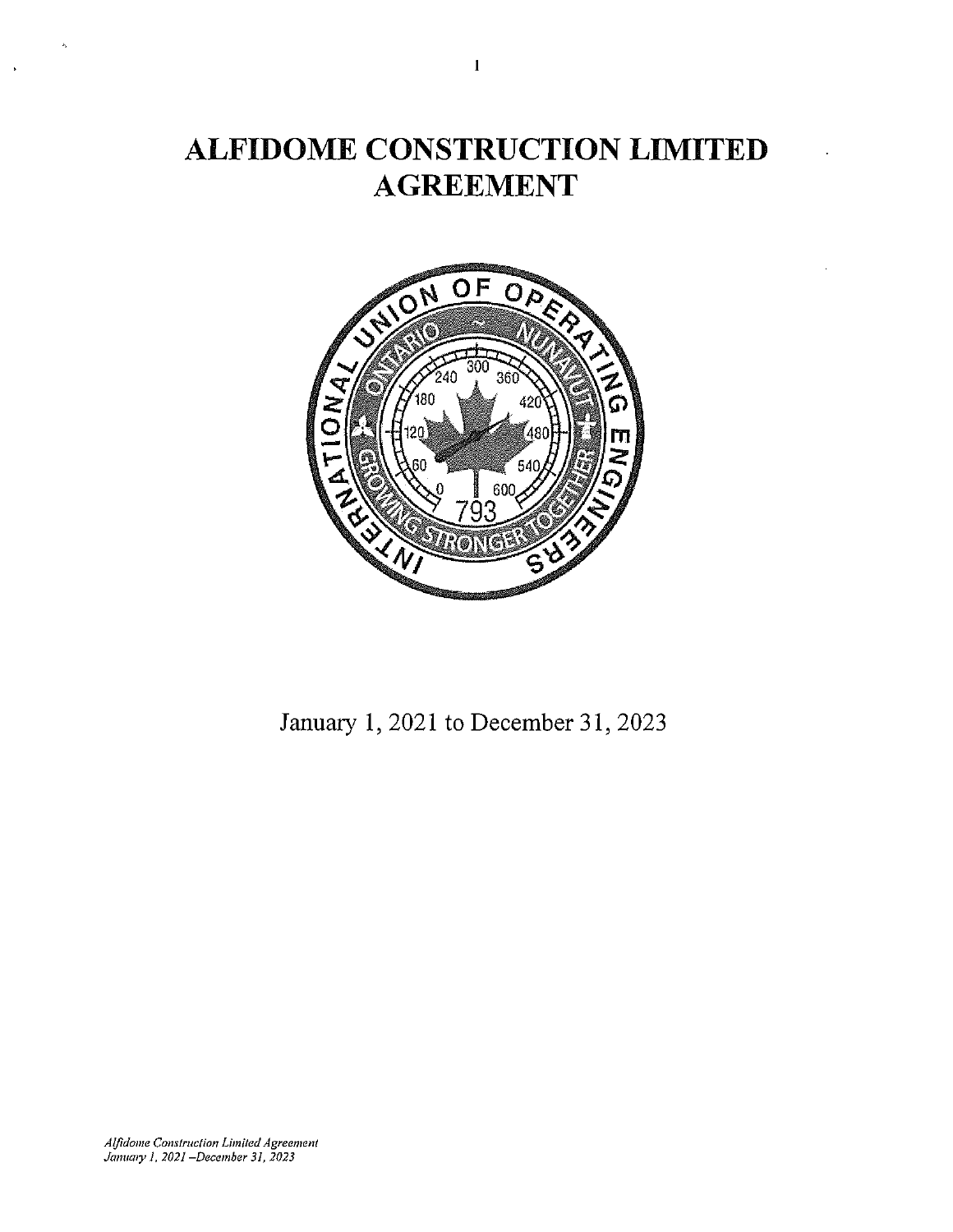# ALFIDOME CONSTRUCTION LIMITED AGREEMENT

January 1, 2021 to December 31, 2023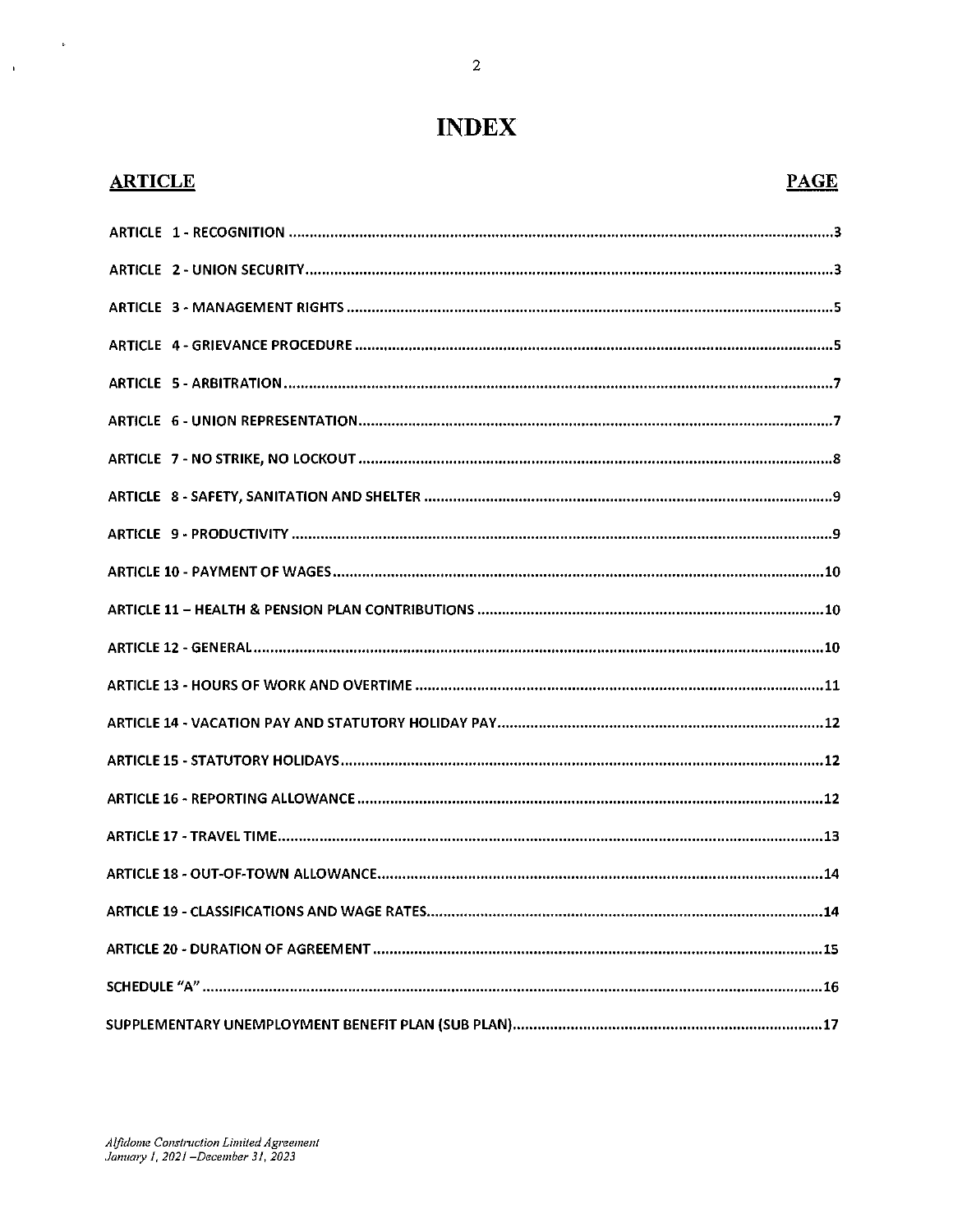# INDEX

| ARTICLE | PAGE |
| --- | --- |
| ARTICLE 1 - RECOGNITION | 3 |
| ARTICLE 2 - UNION SECURITY | 3 |
| ARTICLE 3 - MANAGEMENT RIGHTS | 5 |
| ARTICLE 4 - GRIEVANCE PROCEDURE | 5 |
| ARTICLE 5 - ARBITRATION | 7 |
| ARTICLE 6 - UNION REPRESENTATION | 7 |
| ARTICLE 7 - NO STRIKE, NO LOCKOUT | 8 |
| ARTICLE 8 - SAFETY, SANITATION AND SHELTER | 9 |
| ARTICLE 9 - PRODUCTIVITY | 9 |
| ARTICLE 10 - PAYMENT OF WAGES | 10 |
| ARTICLE 11 – HEALTH & PENSION PLAN CONTRIBUTIONS | 10 |
| ARTICLE 12 - GENERAL | 10 |
| ARTICLE 13 - HOURS OF WORK AND OVERTIME | 11 |
| ARTICLE 14 - VACATION PAY AND STATUTORY HOLIDAY PAY | 12 |
| ARTICLE 15 - STATUTORY HOLIDAYS | 12 |
| ARTICLE 16 - REPORTING ALLOWANCE | 12 |
| ARTICLE 17 - TRAVEL TIME | 13 |
| ARTICLE 18 - OUT-OF-TOWN ALLOWANCE | 14 |
| ARTICLE 19 - CLASSIFICATIONS AND WAGE RATES | 14 |
| ARTICLE 20 - DURATION OF AGREEMENT | 15 |
| SCHEDULE "A" | 16 |
| SUPPLEMENTARY UNEMPLOYMENT BENEFIT PLAN (SUB PLAN) | 17 |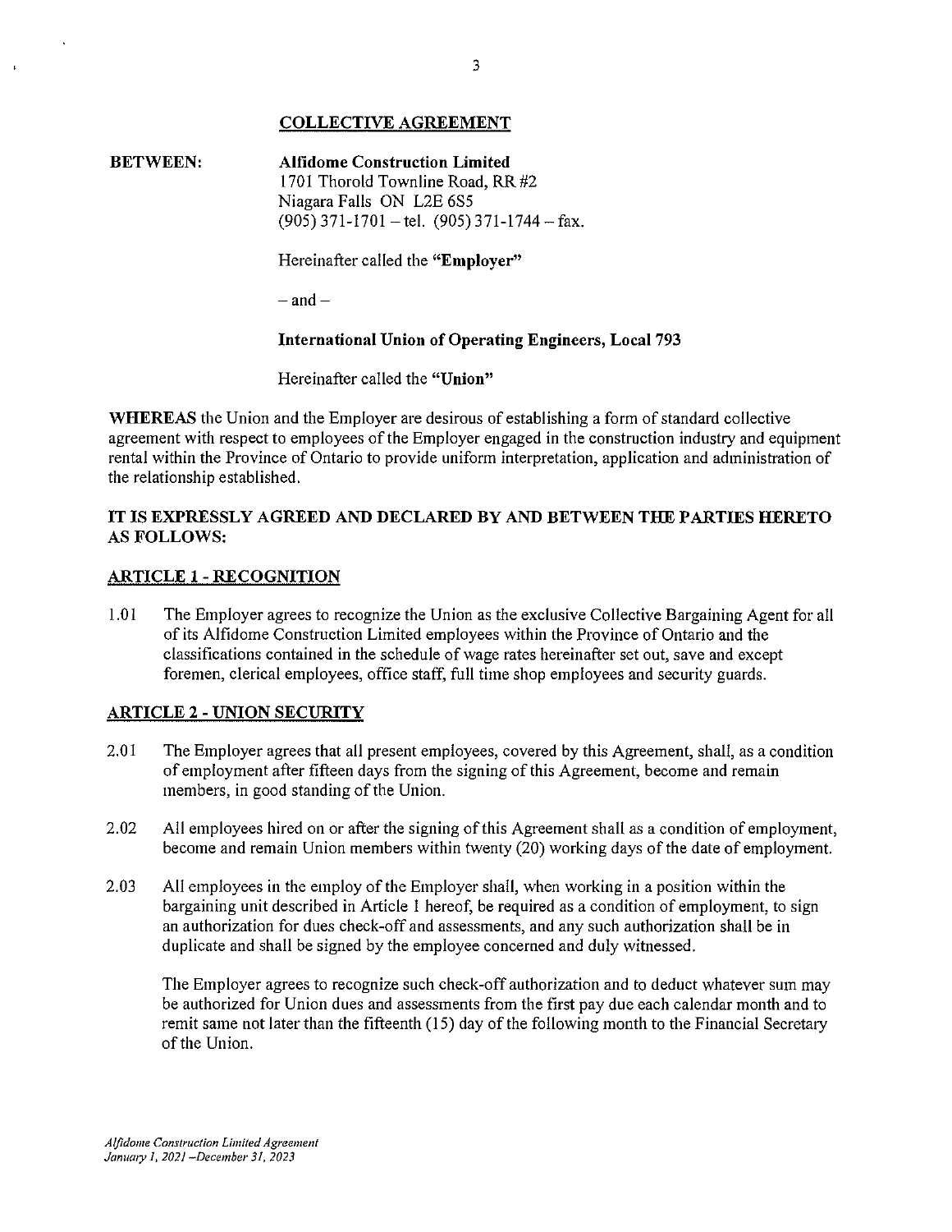## COLLECTIVE AGREEMENT

**BETWEEN:** **Alfidome Construction Limited**
1701 Thorold Townline Road, RR #2
Niagara Falls ON L2E 6S5
(905) 371-1701 – tel. (905) 371-1744 – fax.

Hereinafter called the **"Employer"**

– and –

**International Union of Operating Engineers, Local 793**

Hereinafter called the **"Union"**

**WHEREAS** the Union and the Employer are desirous of establishing a form of standard collective agreement with respect to employees of the Employer engaged in the construction industry and equipment rental within the Province of Ontario to provide uniform interpretation, application and administration of the relationship established.

**IT IS EXPRESSLY AGREED AND DECLARED BY AND BETWEEN THE PARTIES HERETO AS FOLLOWS:**

### ARTICLE 1 - RECOGNITION

1.01 The Employer agrees to recognize the Union as the exclusive Collective Bargaining Agent for all of its Alfidome Construction Limited employees within the Province of Ontario and the classifications contained in the schedule of wage rates hereinafter set out, save and except foremen, clerical employees, office staff, full time shop employees and security guards.

### ARTICLE 2 - UNION SECURITY

2.01 The Employer agrees that all present employees, covered by this Agreement, shall, as a condition of employment after fifteen days from the signing of this Agreement, become and remain members, in good standing of the Union.

2.02 All employees hired on or after the signing of this Agreement shall as a condition of employment, become and remain Union members within twenty (20) working days of the date of employment.

2.03 All employees in the employ of the Employer shall, when working in a position within the bargaining unit described in Article 1 hereof, be required as a condition of employment, to sign an authorization for dues check-off and assessments, and any such authorization shall be in duplicate and shall be signed by the employee concerned and duly witnessed.

The Employer agrees to recognize such check-off authorization and to deduct whatever sum may be authorized for Union dues and assessments from the first pay due each calendar month and to remit same not later than the fifteenth (15) day of the following month to the Financial Secretary of the Union.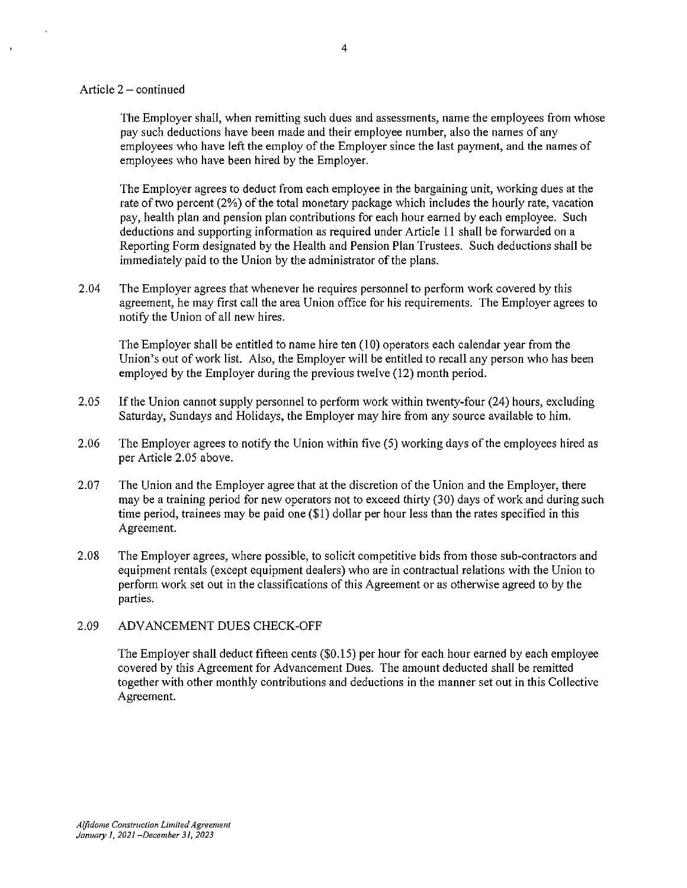Article 2 – continued

The Employer shall, when remitting such dues and assessments, name the employees from whose pay such deductions have been made and their employee number, also the names of any employees who have left the employ of the Employer since the last payment, and the names of employees who have been hired by the Employer.

The Employer agrees to deduct from each employee in the bargaining unit, working dues at the rate of two percent (2%) of the total monetary package which includes the hourly rate, vacation pay, health plan and pension plan contributions for each hour earned by each employee. Such deductions and supporting information as required under Article 11 shall be forwarded on a Reporting Form designated by the Health and Pension Plan Trustees. Such deductions shall be immediately paid to the Union by the administrator of the plans.

2.04 The Employer agrees that whenever he requires personnel to perform work covered by this agreement, he may first call the area Union office for his requirements. The Employer agrees to notify the Union of all new hires.

The Employer shall be entitled to name hire ten (10) operators each calendar year from the Union's out of work list. Also, the Employer will be entitled to recall any person who has been employed by the Employer during the previous twelve (12) month period.

2.05 If the Union cannot supply personnel to perform work within twenty-four (24) hours, excluding Saturday, Sundays and Holidays, the Employer may hire from any source available to him.

2.06 The Employer agrees to notify the Union within five (5) working days of the employees hired as per Article 2.05 above.

2.07 The Union and the Employer agree that at the discretion of the Union and the Employer, there may be a training period for new operators not to exceed thirty (30) days of work and during such time period, trainees may be paid one ($1) dollar per hour less than the rates specified in this Agreement.

2.08 The Employer agrees, where possible, to solicit competitive bids from those sub-contractors and equipment rentals (except equipment dealers) who are in contractual relations with the Union to perform work set out in the classifications of this Agreement or as otherwise agreed to by the parties.

2.09 ADVANCEMENT DUES CHECK-OFF

The Employer shall deduct fifteen cents ($0.15) per hour for each hour earned by each employee covered by this Agreement for Advancement Dues. The amount deducted shall be remitted together with other monthly contributions and deductions in the manner set out in this Collective Agreement.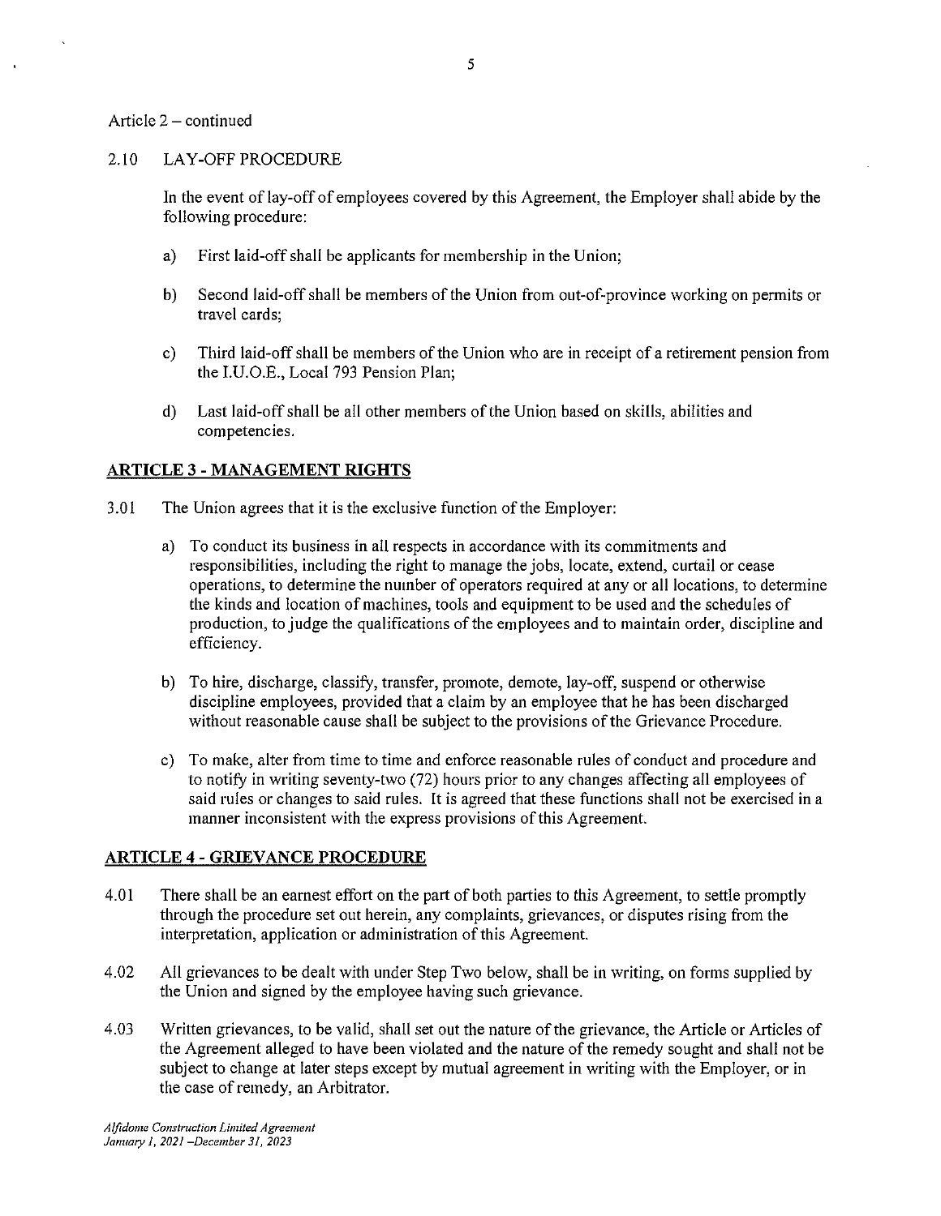Article 2 – continued

2.10 LAY-OFF PROCEDURE

In the event of lay-off of employees covered by this Agreement, the Employer shall abide by the following procedure:

a) First laid-off shall be applicants for membership in the Union;

b) Second laid-off shall be members of the Union from out-of-province working on permits or travel cards;

c) Third laid-off shall be members of the Union who are in receipt of a retirement pension from the I.U.O.E., Local 793 Pension Plan;

d) Last laid-off shall be all other members of the Union based on skills, abilities and competencies.

## ARTICLE 3 - MANAGEMENT RIGHTS

3.01 The Union agrees that it is the exclusive function of the Employer:

a) To conduct its business in all respects in accordance with its commitments and responsibilities, including the right to manage the jobs, locate, extend, curtail or cease operations, to determine the number of operators required at any or all locations, to determine the kinds and location of machines, tools and equipment to be used and the schedules of production, to judge the qualifications of the employees and to maintain order, discipline and efficiency.

b) To hire, discharge, classify, transfer, promote, demote, lay-off, suspend or otherwise discipline employees, provided that a claim by an employee that he has been discharged without reasonable cause shall be subject to the provisions of the Grievance Procedure.

c) To make, alter from time to time and enforce reasonable rules of conduct and procedure and to notify in writing seventy-two (72) hours prior to any changes affecting all employees of said rules or changes to said rules. It is agreed that these functions shall not be exercised in a manner inconsistent with the express provisions of this Agreement.

## ARTICLE 4 - GRIEVANCE PROCEDURE

4.01 There shall be an earnest effort on the part of both parties to this Agreement, to settle promptly through the procedure set out herein, any complaints, grievances, or disputes rising from the interpretation, application or administration of this Agreement.

4.02 All grievances to be dealt with under Step Two below, shall be in writing, on forms supplied by the Union and signed by the employee having such grievance.

4.03 Written grievances, to be valid, shall set out the nature of the grievance, the Article or Articles of the Agreement alleged to have been violated and the nature of the remedy sought and shall not be subject to change at later steps except by mutual agreement in writing with the Employer, or in the case of remedy, an Arbitrator.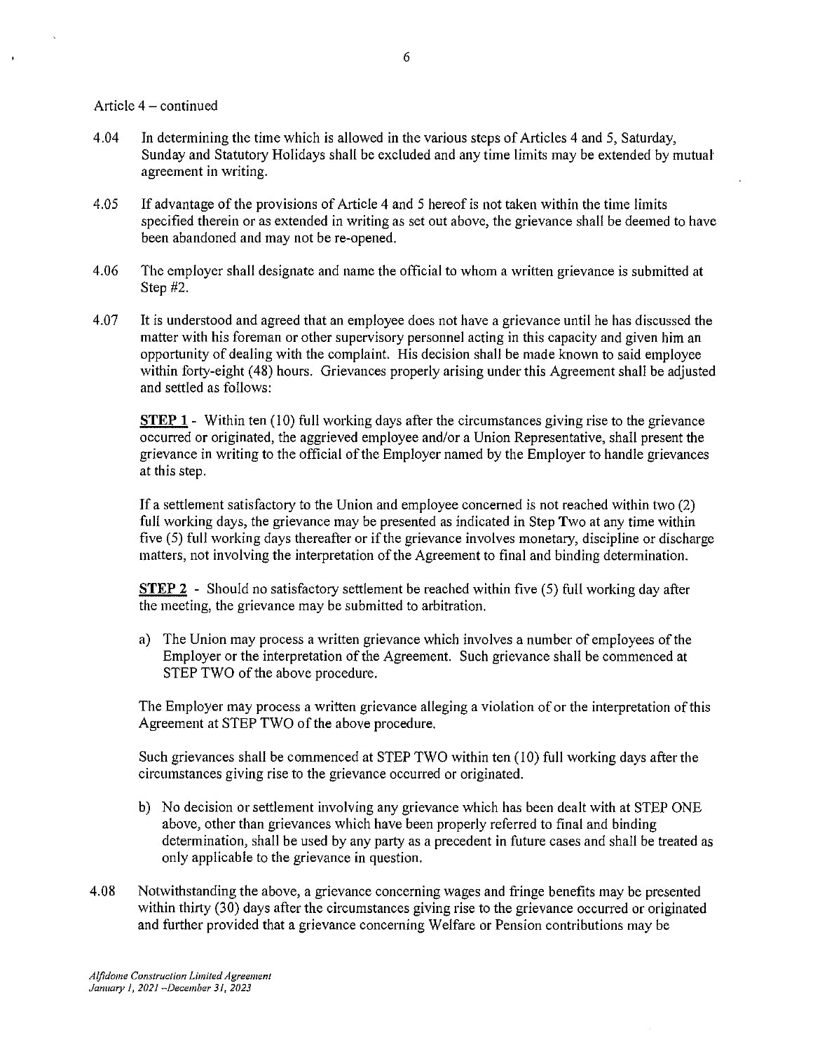Article 4 – continued

4.04 In determining the time which is allowed in the various steps of Articles 4 and 5, Saturday, Sunday and Statutory Holidays shall be excluded and any time limits may be extended by mutual agreement in writing.

4.05 If advantage of the provisions of Article 4 and 5 hereof is not taken within the time limits specified therein or as extended in writing as set out above, the grievance shall be deemed to have been abandoned and may not be re-opened.

4.06 The employer shall designate and name the official to whom a written grievance is submitted at Step #2.

4.07 It is understood and agreed that an employee does not have a grievance until he has discussed the matter with his foreman or other supervisory personnel acting in this capacity and given him an opportunity of dealing with the complaint. His decision shall be made known to said employee within forty-eight (48) hours. Grievances properly arising under this Agreement shall be adjusted and settled as follows:

**STEP 1** - Within ten (10) full working days after the circumstances giving rise to the grievance occurred or originated, the aggrieved employee and/or a Union Representative, shall present the grievance in writing to the official of the Employer named by the Employer to handle grievances at this step.

If a settlement satisfactory to the Union and employee concerned is not reached within two (2) full working days, the grievance may be presented as indicated in Step Two at any time within five (5) full working days thereafter or if the grievance involves monetary, discipline or discharge matters, not involving the interpretation of the Agreement to final and binding determination.

**STEP 2** - Should no satisfactory settlement be reached within five (5) full working day after the meeting, the grievance may be submitted to arbitration.

a) The Union may process a written grievance which involves a number of employees of the Employer or the interpretation of the Agreement. Such grievance shall be commenced at STEP TWO of the above procedure.

The Employer may process a written grievance alleging a violation of or the interpretation of this Agreement at STEP TWO of the above procedure.

Such grievances shall be commenced at STEP TWO within ten (10) full working days after the circumstances giving rise to the grievance occurred or originated.

b) No decision or settlement involving any grievance which has been dealt with at STEP ONE above, other than grievances which have been properly referred to final and binding determination, shall be used by any party as a precedent in future cases and shall be treated as only applicable to the grievance in question.

4.08 Notwithstanding the above, a grievance concerning wages and fringe benefits may be presented within thirty (30) days after the circumstances giving rise to the grievance occurred or originated and further provided that a grievance concerning Welfare or Pension contributions may be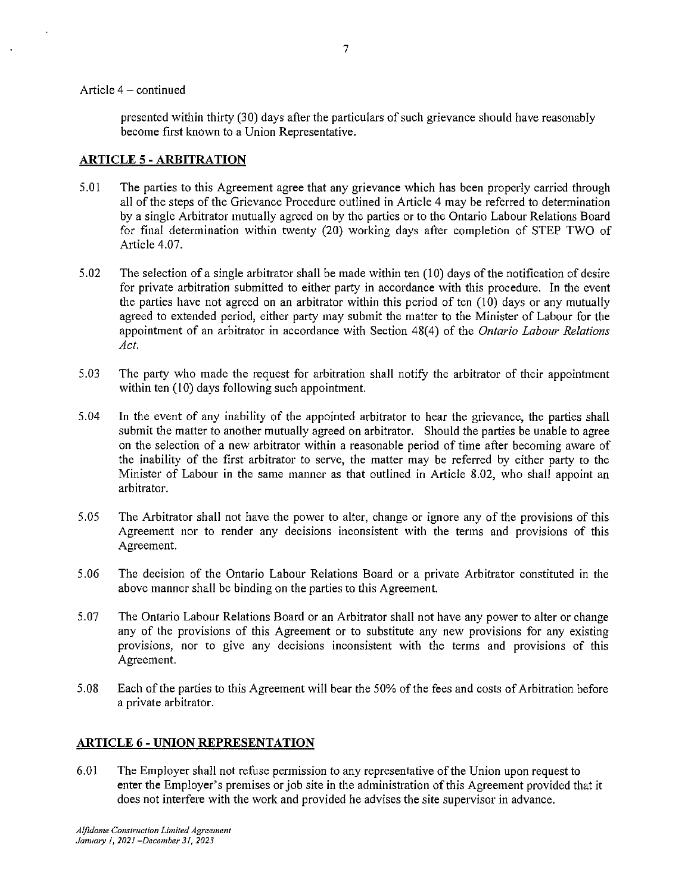Article 4 – continued

presented within thirty (30) days after the particulars of such grievance should have reasonably become first known to a Union Representative.

## ARTICLE 5 - ARBITRATION

5.01 The parties to this Agreement agree that any grievance which has been properly carried through all of the steps of the Grievance Procedure outlined in Article 4 may be referred to determination by a single Arbitrator mutually agreed on by the parties or to the Ontario Labour Relations Board for final determination within twenty (20) working days after completion of STEP TWO of Article 4.07.

5.02 The selection of a single arbitrator shall be made within ten (10) days of the notification of desire for private arbitration submitted to either party in accordance with this procedure. In the event the parties have not agreed on an arbitrator within this period of ten (10) days or any mutually agreed to extended period, either party may submit the matter to the Minister of Labour for the appointment of an arbitrator in accordance with Section 48(4) of the *Ontario Labour Relations Act*.

5.03 The party who made the request for arbitration shall notify the arbitrator of their appointment within ten (10) days following such appointment.

5.04 In the event of any inability of the appointed arbitrator to hear the grievance, the parties shall submit the matter to another mutually agreed on arbitrator. Should the parties be unable to agree on the selection of a new arbitrator within a reasonable period of time after becoming aware of the inability of the first arbitrator to serve, the matter may be referred by either party to the Minister of Labour in the same manner as that outlined in Article 8.02, who shall appoint an arbitrator.

5.05 The Arbitrator shall not have the power to alter, change or ignore any of the provisions of this Agreement nor to render any decisions inconsistent with the terms and provisions of this Agreement.

5.06 The decision of the Ontario Labour Relations Board or a private Arbitrator constituted in the above manner shall be binding on the parties to this Agreement.

5.07 The Ontario Labour Relations Board or an Arbitrator shall not have any power to alter or change any of the provisions of this Agreement or to substitute any new provisions for any existing provisions, nor to give any decisions inconsistent with the terms and provisions of this Agreement.

5.08 Each of the parties to this Agreement will bear the 50% of the fees and costs of Arbitration before a private arbitrator.

## ARTICLE 6 - UNION REPRESENTATION

6.01 The Employer shall not refuse permission to any representative of the Union upon request to enter the Employer's premises or job site in the administration of this Agreement provided that it does not interfere with the work and provided he advises the site supervisor in advance.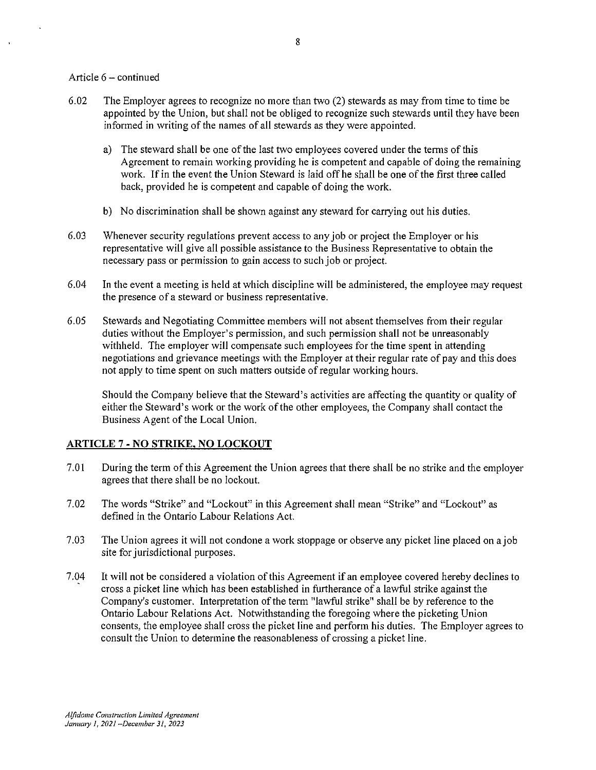Article 6 – continued

6.02 The Employer agrees to recognize no more than two (2) stewards as may from time to time be appointed by the Union, but shall not be obliged to recognize such stewards until they have been informed in writing of the names of all stewards as they were appointed.

a) The steward shall be one of the last two employees covered under the terms of this Agreement to remain working providing he is competent and capable of doing the remaining work. If in the event the Union Steward is laid off he shall be one of the first three called back, provided he is competent and capable of doing the work.

b) No discrimination shall be shown against any steward for carrying out his duties.

6.03 Whenever security regulations prevent access to any job or project the Employer or his representative will give all possible assistance to the Business Representative to obtain the necessary pass or permission to gain access to such job or project.

6.04 In the event a meeting is held at which discipline will be administered, the employee may request the presence of a steward or business representative.

6.05 Stewards and Negotiating Committee members will not absent themselves from their regular duties without the Employer's permission, and such permission shall not be unreasonably withheld. The employer will compensate such employees for the time spent in attending negotiations and grievance meetings with the Employer at their regular rate of pay and this does not apply to time spent on such matters outside of regular working hours.

Should the Company believe that the Steward's activities are affecting the quantity or quality of either the Steward's work or the work of the other employees, the Company shall contact the Business Agent of the Local Union.

## ARTICLE 7 - NO STRIKE, NO LOCKOUT

7.01 During the term of this Agreement the Union agrees that there shall be no strike and the employer agrees that there shall be no lockout.

7.02 The words "Strike" and "Lockout" in this Agreement shall mean "Strike" and "Lockout" as defined in the Ontario Labour Relations Act.

7.03 The Union agrees it will not condone a work stoppage or observe any picket line placed on a job site for jurisdictional purposes.

7.04 It will not be considered a violation of this Agreement if an employee covered hereby declines to cross a picket line which has been established in furtherance of a lawful strike against the Company's customer. Interpretation of the term "lawful strike" shall be by reference to the Ontario Labour Relations Act. Notwithstanding the foregoing where the picketing Union consents, the employee shall cross the picket line and perform his duties. The Employer agrees to consult the Union to determine the reasonableness of crossing a picket line.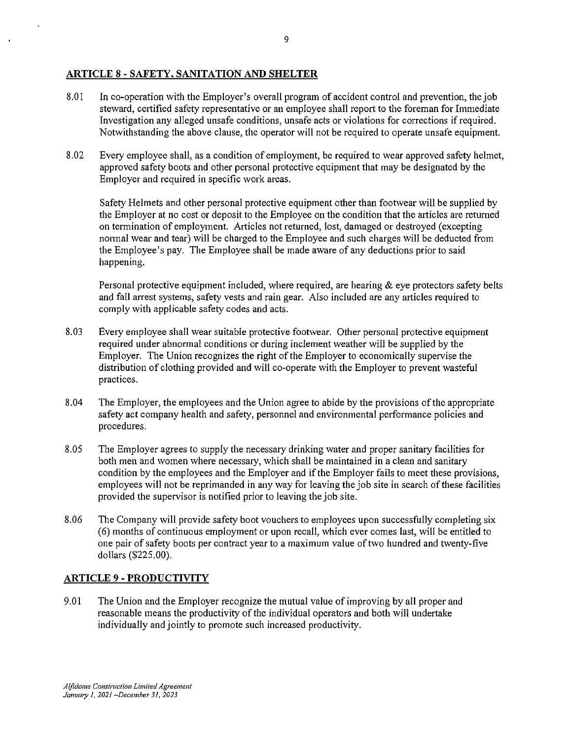## ARTICLE 8 - SAFETY, SANITATION AND SHELTER

8.01 In co-operation with the Employer's overall program of accident control and prevention, the job steward, certified safety representative or an employee shall report to the foreman for Immediate Investigation any alleged unsafe conditions, unsafe acts or violations for corrections if required. Notwithstanding the above clause, the operator will not be required to operate unsafe equipment.

8.02 Every employee shall, as a condition of employment, be required to wear approved safety helmet, approved safety boots and other personal protective equipment that may be designated by the Employer and required in specific work areas.

Safety Helmets and other personal protective equipment other than footwear will be supplied by the Employer at no cost or deposit to the Employee on the condition that the articles are returned on termination of employment. Articles not returned, lost, damaged or destroyed (excepting normal wear and tear) will be charged to the Employee and such charges will be deducted from the Employee's pay. The Employee shall be made aware of any deductions prior to said happening.

Personal protective equipment included, where required, are hearing & eye protectors safety belts and fall arrest systems, safety vests and rain gear. Also included are any articles required to comply with applicable safety codes and acts.

8.03 Every employee shall wear suitable protective footwear. Other personal protective equipment required under abnormal conditions or during inclement weather will be supplied by the Employer. The Union recognizes the right of the Employer to economically supervise the distribution of clothing provided and will co-operate with the Employer to prevent wasteful practices.

8.04 The Employer, the employees and the Union agree to abide by the provisions of the appropriate safety act company health and safety, personnel and environmental performance policies and procedures.

8.05 The Employer agrees to supply the necessary drinking water and proper sanitary facilities for both men and women where necessary, which shall be maintained in a clean and sanitary condition by the employees and the Employer and if the Employer fails to meet these provisions, employees will not be reprimanded in any way for leaving the job site in search of these facilities provided the supervisor is notified prior to leaving the job site.

8.06 The Company will provide safety boot vouchers to employees upon successfully completing six (6) months of continuous employment or upon recall, which ever comes last, will be entitled to one pair of safety boots per contract year to a maximum value of two hundred and twenty-five dollars ($225.00).

## ARTICLE 9 - PRODUCTIVITY

9.01 The Union and the Employer recognize the mutual value of improving by all proper and reasonable means the productivity of the individual operators and both will undertake individually and jointly to promote such increased productivity.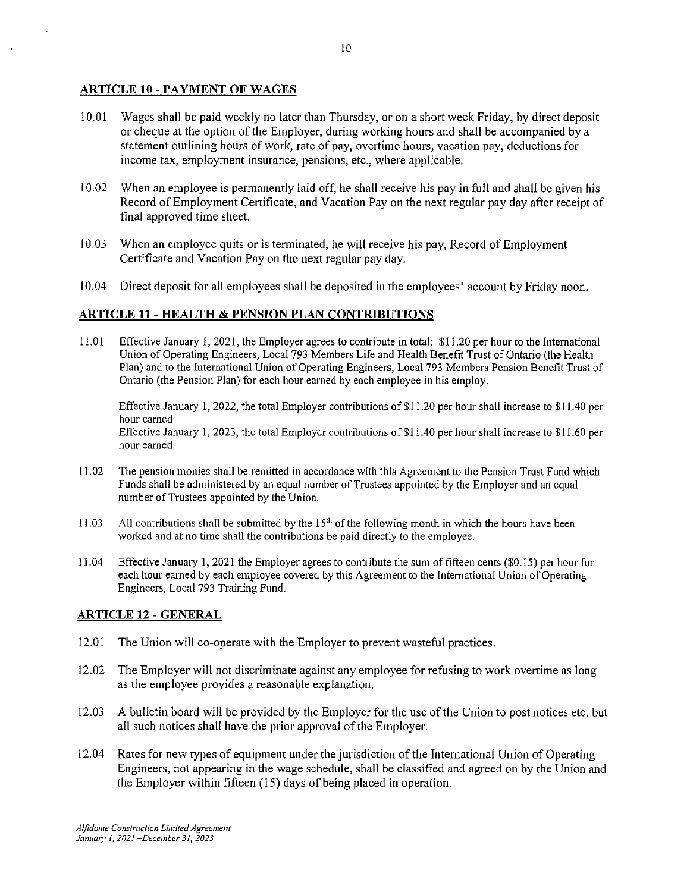## ARTICLE 10 - PAYMENT OF WAGES

10.01 Wages shall be paid weekly no later than Thursday, or on a short week Friday, by direct deposit or cheque at the option of the Employer, during working hours and shall be accompanied by a statement outlining hours of work, rate of pay, overtime hours, vacation pay, deductions for income tax, employment insurance, pensions, etc., where applicable.

10.02 When an employee is permanently laid off, he shall receive his pay in full and shall be given his Record of Employment Certificate, and Vacation Pay on the next regular pay day after receipt of final approved time sheet.

10.03 When an employee quits or is terminated, he will receive his pay, Record of Employment Certificate and Vacation Pay on the next regular pay day.

10.04 Direct deposit for all employees shall be deposited in the employees' account by Friday noon.

## ARTICLE 11 - HEALTH & PENSION PLAN CONTRIBUTIONS

11.01 Effective January 1, 2021, the Employer agrees to contribute in total: $11.20 per hour to the International Union of Operating Engineers, Local 793 Members Life and Health Benefit Trust of Ontario (the Health Plan) and to the International Union of Operating Engineers, Local 793 Members Pension Benefit Trust of Ontario (the Pension Plan) for each hour earned by each employee in his employ.

Effective January 1, 2022, the total Employer contributions of $11.20 per hour shall increase to $11.40 per hour earned
Effective January 1, 2023, the total Employer contributions of $11.40 per hour shall increase to $11.60 per hour earned

11.02 The pension monies shall be remitted in accordance with this Agreement to the Pension Trust Fund which Funds shall be administered by an equal number of Trustees appointed by the Employer and an equal number of Trustees appointed by the Union.

11.03 All contributions shall be submitted by the 15th of the following month in which the hours have been worked and at no time shall the contributions be paid directly to the employee.

11.04 Effective January 1, 2021 the Employer agrees to contribute the sum of fifteen cents ($0.15) per hour for each hour earned by each employee covered by this Agreement to the International Union of Operating Engineers, Local 793 Training Fund.

## ARTICLE 12 - GENERAL

12.01 The Union will co-operate with the Employer to prevent wasteful practices.

12.02 The Employer will not discriminate against any employee for refusing to work overtime as long as the employee provides a reasonable explanation.

12.03 A bulletin board will be provided by the Employer for the use of the Union to post notices etc. but all such notices shall have the prior approval of the Employer.

12.04 Rates for new types of equipment under the jurisdiction of the International Union of Operating Engineers, not appearing in the wage schedule, shall be classified and agreed on by the Union and the Employer within fifteen (15) days of being placed in operation.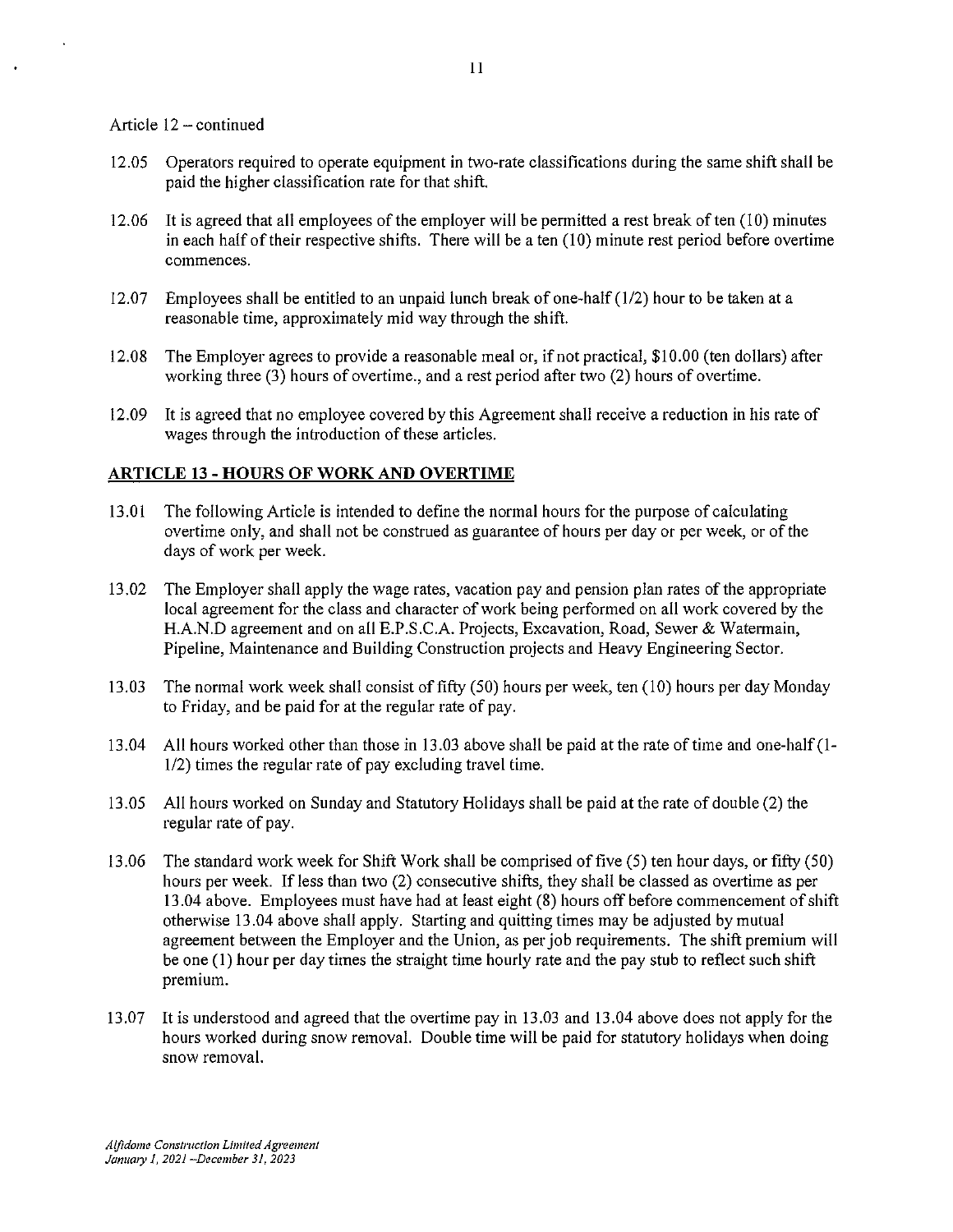Article 12 – continued

12.05 Operators required to operate equipment in two-rate classifications during the same shift shall be paid the higher classification rate for that shift.

12.06 It is agreed that all employees of the employer will be permitted a rest break of ten (10) minutes in each half of their respective shifts. There will be a ten (10) minute rest period before overtime commences.

12.07 Employees shall be entitled to an unpaid lunch break of one-half (1/2) hour to be taken at a reasonable time, approximately mid way through the shift.

12.08 The Employer agrees to provide a reasonable meal or, if not practical, $10.00 (ten dollars) after working three (3) hours of overtime., and a rest period after two (2) hours of overtime.

12.09 It is agreed that no employee covered by this Agreement shall receive a reduction in his rate of wages through the introduction of these articles.

## ARTICLE 13 - HOURS OF WORK AND OVERTIME

13.01 The following Article is intended to define the normal hours for the purpose of calculating overtime only, and shall not be construed as guarantee of hours per day or per week, or of the days of work per week.

13.02 The Employer shall apply the wage rates, vacation pay and pension plan rates of the appropriate local agreement for the class and character of work being performed on all work covered by the H.A.N.D agreement and on all E.P.S.C.A. Projects, Excavation, Road, Sewer & Watermain, Pipeline, Maintenance and Building Construction projects and Heavy Engineering Sector.

13.03 The normal work week shall consist of fifty (50) hours per week, ten (10) hours per day Monday to Friday, and be paid for at the regular rate of pay.

13.04 All hours worked other than those in 13.03 above shall be paid at the rate of time and one-half (1-1/2) times the regular rate of pay excluding travel time.

13.05 All hours worked on Sunday and Statutory Holidays shall be paid at the rate of double (2) the regular rate of pay.

13.06 The standard work week for Shift Work shall be comprised of five (5) ten hour days, or fifty (50) hours per week. If less than two (2) consecutive shifts, they shall be classed as overtime as per 13.04 above. Employees must have had at least eight (8) hours off before commencement of shift otherwise 13.04 above shall apply. Starting and quitting times may be adjusted by mutual agreement between the Employer and the Union, as per job requirements. The shift premium will be one (1) hour per day times the straight time hourly rate and the pay stub to reflect such shift premium.

13.07 It is understood and agreed that the overtime pay in 13.03 and 13.04 above does not apply for the hours worked during snow removal. Double time will be paid for statutory holidays when doing snow removal.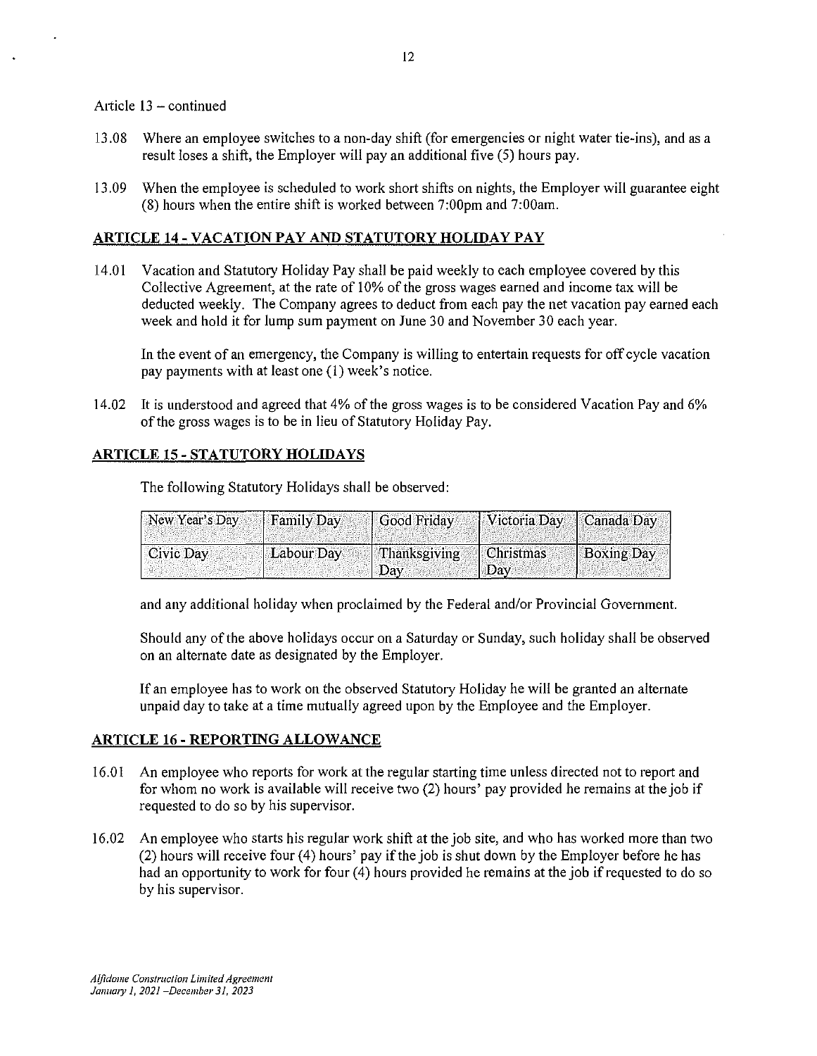Article 13 – continued

13.08 Where an employee switches to a non-day shift (for emergencies or night water tie-ins), and as a result loses a shift, the Employer will pay an additional five (5) hours pay.

13.09 When the employee is scheduled to work short shifts on nights, the Employer will guarantee eight (8) hours when the entire shift is worked between 7:00pm and 7:00am.

## ARTICLE 14 - VACATION PAY AND STATUTORY HOLIDAY PAY

14.01 Vacation and Statutory Holiday Pay shall be paid weekly to each employee covered by this Collective Agreement, at the rate of 10% of the gross wages earned and income tax will be deducted weekly. The Company agrees to deduct from each pay the net vacation pay earned each week and hold it for lump sum payment on June 30 and November 30 each year.

In the event of an emergency, the Company is willing to entertain requests for off cycle vacation pay payments with at least one (1) week's notice.

14.02 It is understood and agreed that 4% of the gross wages is to be considered Vacation Pay and 6% of the gross wages is to be in lieu of Statutory Holiday Pay.

## ARTICLE 15 - STATUTORY HOLIDAYS

The following Statutory Holidays shall be observed:

| New Year's Day | Family Day | Good Friday | Victoria Day | Canada Day |
|---|---|---|---|---|
| Civic Day | Labour Day | Thanksgiving Day | Christmas Day | Boxing Day |

and any additional holiday when proclaimed by the Federal and/or Provincial Government.

Should any of the above holidays occur on a Saturday or Sunday, such holiday shall be observed on an alternate date as designated by the Employer.

If an employee has to work on the observed Statutory Holiday he will be granted an alternate unpaid day to take at a time mutually agreed upon by the Employee and the Employer.

## ARTICLE 16 - REPORTING ALLOWANCE

16.01 An employee who reports for work at the regular starting time unless directed not to report and for whom no work is available will receive two (2) hours' pay provided he remains at the job if requested to do so by his supervisor.

16.02 An employee who starts his regular work shift at the job site, and who has worked more than two (2) hours will receive four (4) hours' pay if the job is shut down by the Employer before he has had an opportunity to work for four (4) hours provided he remains at the job if requested to do so by his supervisor.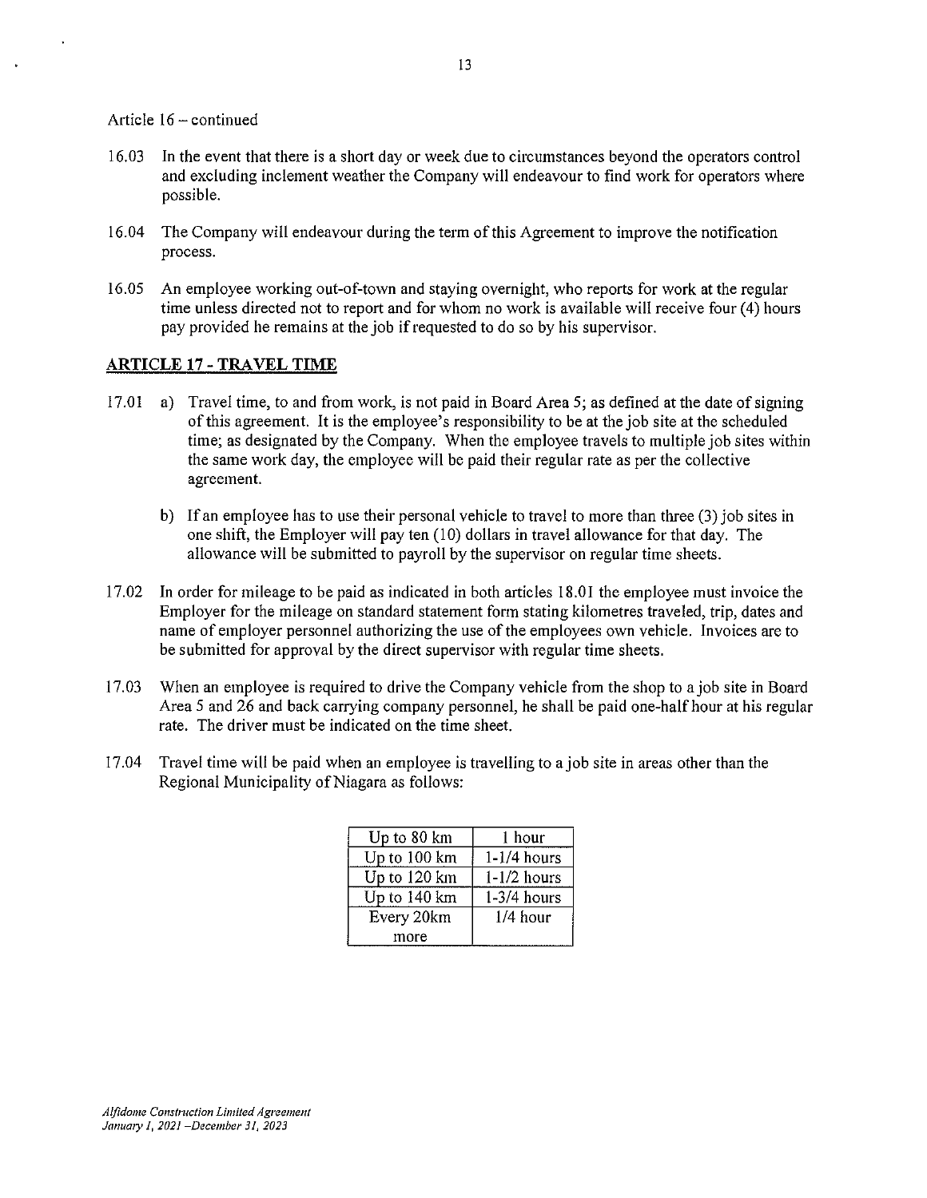Article 16 – continued

16.03 In the event that there is a short day or week due to circumstances beyond the operators control and excluding inclement weather the Company will endeavour to find work for operators where possible.

16.04 The Company will endeavour during the term of this Agreement to improve the notification process.

16.05 An employee working out-of-town and staying overnight, who reports for work at the regular time unless directed not to report and for whom no work is available will receive four (4) hours pay provided he remains at the job if requested to do so by his supervisor.

## ARTICLE 17 - TRAVEL TIME

17.01 a) Travel time, to and from work, is not paid in Board Area 5; as defined at the date of signing of this agreement. It is the employee's responsibility to be at the job site at the scheduled time; as designated by the Company. When the employee travels to multiple job sites within the same work day, the employee will be paid their regular rate as per the collective agreement.

b) If an employee has to use their personal vehicle to travel to more than three (3) job sites in one shift, the Employer will pay ten (10) dollars in travel allowance for that day. The allowance will be submitted to payroll by the supervisor on regular time sheets.

17.02 In order for mileage to be paid as indicated in both articles 18.01 the employee must invoice the Employer for the mileage on standard statement form stating kilometres traveled, trip, dates and name of employer personnel authorizing the use of the employees own vehicle. Invoices are to be submitted for approval by the direct supervisor with regular time sheets.

17.03 When an employee is required to drive the Company vehicle from the shop to a job site in Board Area 5 and 26 and back carrying company personnel, he shall be paid one-half hour at his regular rate. The driver must be indicated on the time sheet.

17.04 Travel time will be paid when an employee is travelling to a job site in areas other than the Regional Municipality of Niagara as follows:

| Distance | Time |
|---|---|
| Up to 80 km | 1 hour |
| Up to 100 km | 1-1/4 hours |
| Up to 120 km | 1-1/2 hours |
| Up to 140 km | 1-3/4 hours |
| Every 20km more | 1/4 hour |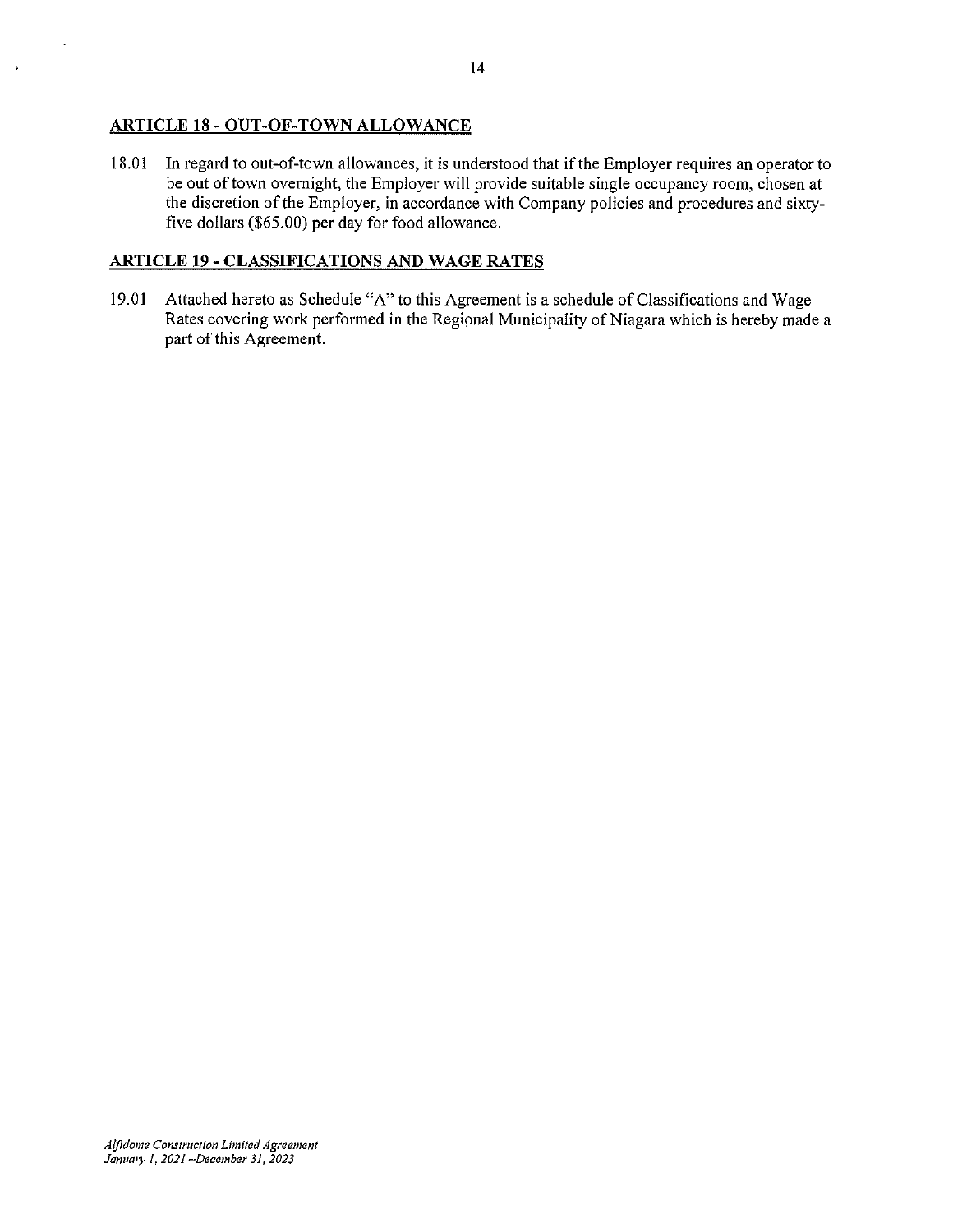## ARTICLE 18 - OUT-OF-TOWN ALLOWANCE

18.01 In regard to out-of-town allowances, it is understood that if the Employer requires an operator to be out of town overnight, the Employer will provide suitable single occupancy room, chosen at the discretion of the Employer, in accordance with Company policies and procedures and sixty-five dollars ($65.00) per day for food allowance.

## ARTICLE 19 - CLASSIFICATIONS AND WAGE RATES

19.01 Attached hereto as Schedule "A" to this Agreement is a schedule of Classifications and Wage Rates covering work performed in the Regional Municipality of Niagara which is hereby made a part of this Agreement.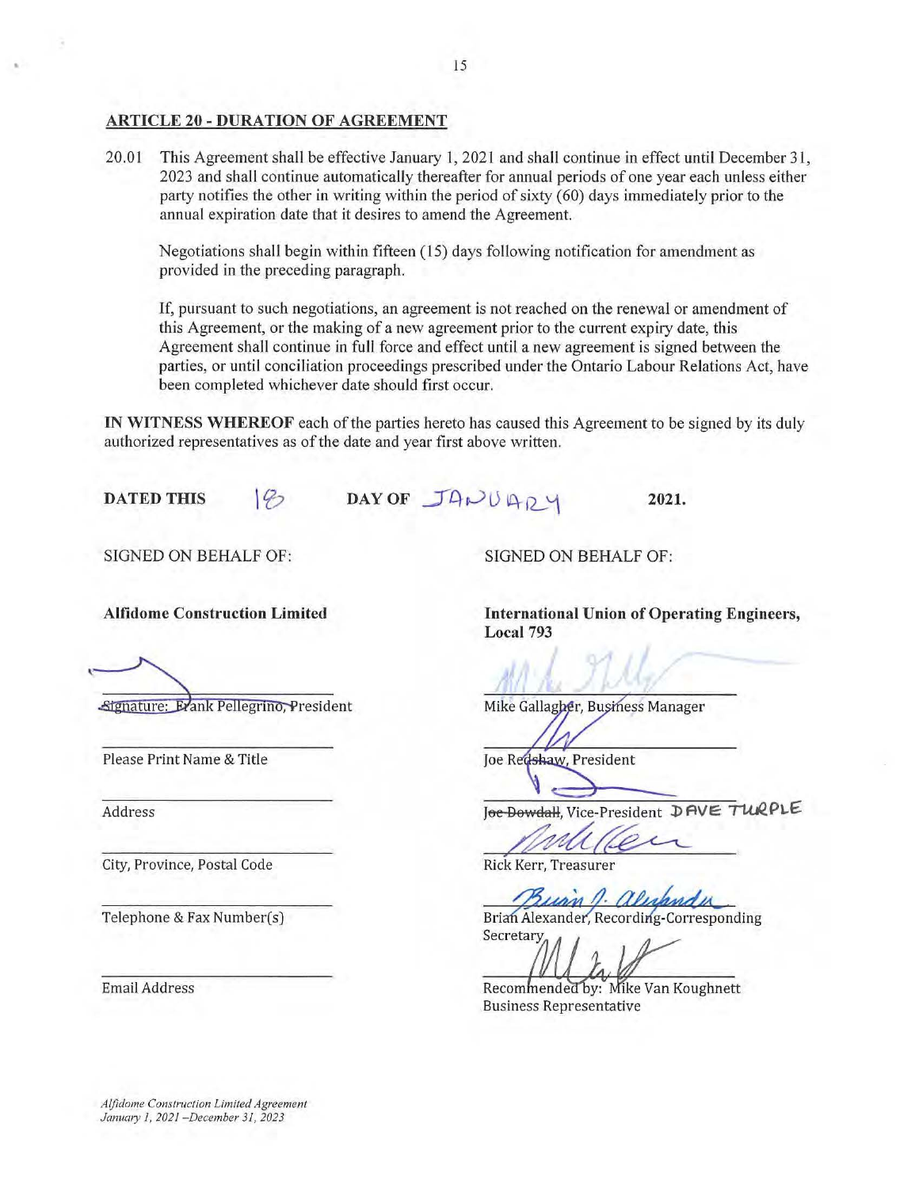## ARTICLE 20 - DURATION OF AGREEMENT

20.01 This Agreement shall be effective January 1, 2021 and shall continue in effect until December 31, 2023 and shall continue automatically thereafter for annual periods of one year each unless either party notifies the other in writing within the period of sixty (60) days immediately prior to the annual expiration date that it desires to amend the Agreement.

Negotiations shall begin within fifteen (15) days following notification for amendment as provided in the preceding paragraph.

If, pursuant to such negotiations, an agreement is not reached on the renewal or amendment of this Agreement, or the making of a new agreement prior to the current expiry date, this Agreement shall continue in full force and effect until a new agreement is signed between the parties, or until conciliation proceedings prescribed under the Ontario Labour Relations Act, have been completed whichever date should first occur.

**IN WITNESS WHEREOF** each of the parties hereto has caused this Agreement to be signed by its duly authorized representatives as of the date and year first above written.

**DATED THIS** 18 **DAY OF** JANUARY **2021.**

SIGNED ON BEHALF OF:

**Alfidome Construction Limited**

Signature: Frank Pellegrino, President

Please Print Name & Title

Address

City, Province, Postal Code

Telephone & Fax Number(s)

Email Address

SIGNED ON BEHALF OF:

**International Union of Operating Engineers, Local 793**

Mike Gallagher, Business Manager

Joe Redshaw, President

~~Joe Dowdall~~, Vice-President DAVE TURPLE

Rick Kerr, Treasurer

Brian Alexander, Recording-Corresponding Secretary

Recommended by: Mike Van Koughnett Business Representative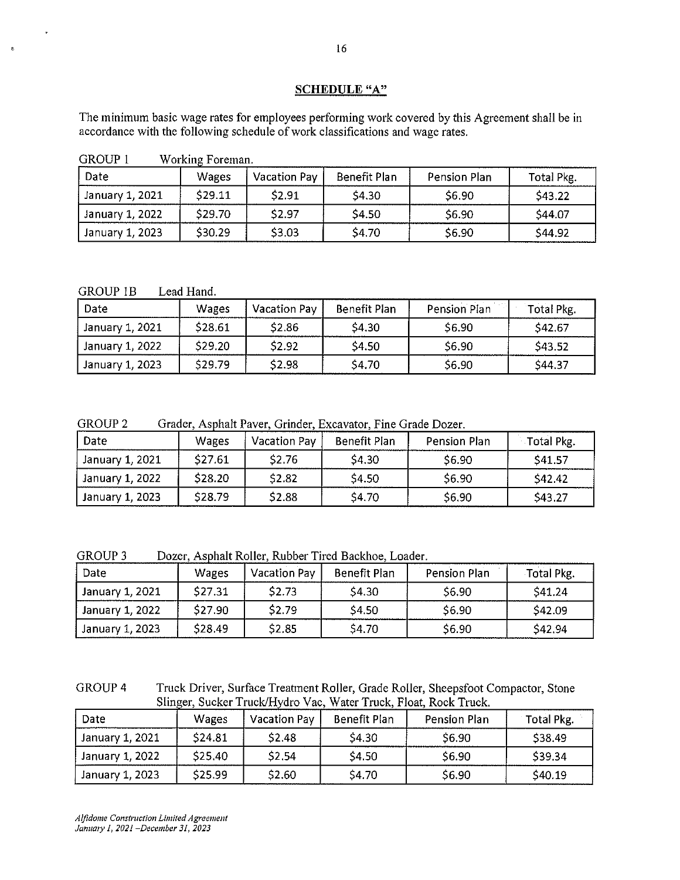## SCHEDULE "A"

The minimum basic wage rates for employees performing work covered by this Agreement shall be in accordance with the following schedule of work classifications and wage rates.

GROUP 1 Working Foreman.

| Date | Wages | Vacation Pay | Benefit Plan | Pension Plan | Total Pkg. |
|---|---|---|---|---|---|
| January 1, 2021 | $29.11 | $2.91 | $4.30 | $6.90 | $43.22 |
| January 1, 2022 | $29.70 | $2.97 | $4.50 | $6.90 | $44.07 |
| January 1, 2023 | $30.29 | $3.03 | $4.70 | $6.90 | $44.92 |

GROUP 1B Lead Hand.

| Date | Wages | Vacation Pay | Benefit Plan | Pension Plan | Total Pkg. |
|---|---|---|---|---|---|
| January 1, 2021 | $28.61 | $2.86 | $4.30 | $6.90 | $42.67 |
| January 1, 2022 | $29.20 | $2.92 | $4.50 | $6.90 | $43.52 |
| January 1, 2023 | $29.79 | $2.98 | $4.70 | $6.90 | $44.37 |

GROUP 2 Grader, Asphalt Paver, Grinder, Excavator, Fine Grade Dozer.

| Date | Wages | Vacation Pay | Benefit Plan | Pension Plan | Total Pkg. |
|---|---|---|---|---|---|
| January 1, 2021 | $27.61 | $2.76 | $4.30 | $6.90 | $41.57 |
| January 1, 2022 | $28.20 | $2.82 | $4.50 | $6.90 | $42.42 |
| January 1, 2023 | $28.79 | $2.88 | $4.70 | $6.90 | $43.27 |

GROUP 3 Dozer, Asphalt Roller, Rubber Tired Backhoe, Loader.

| Date | Wages | Vacation Pay | Benefit Plan | Pension Plan | Total Pkg. |
|---|---|---|---|---|---|
| January 1, 2021 | $27.31 | $2.73 | $4.30 | $6.90 | $41.24 |
| January 1, 2022 | $27.90 | $2.79 | $4.50 | $6.90 | $42.09 |
| January 1, 2023 | $28.49 | $2.85 | $4.70 | $6.90 | $42.94 |

GROUP 4 Truck Driver, Surface Treatment Roller, Grade Roller, Sheepsfoot Compactor, Stone Slinger, Sucker Truck/Hydro Vac, Water Truck, Float, Rock Truck.

| Date | Wages | Vacation Pay | Benefit Plan | Pension Plan | Total Pkg. |
|---|---|---|---|---|---|
| January 1, 2021 | $24.81 | $2.48 | $4.30 | $6.90 | $38.49 |
| January 1, 2022 | $25.40 | $2.54 | $4.50 | $6.90 | $39.34 |
| January 1, 2023 | $25.99 | $2.60 | $4.70 | $6.90 | $40.19 |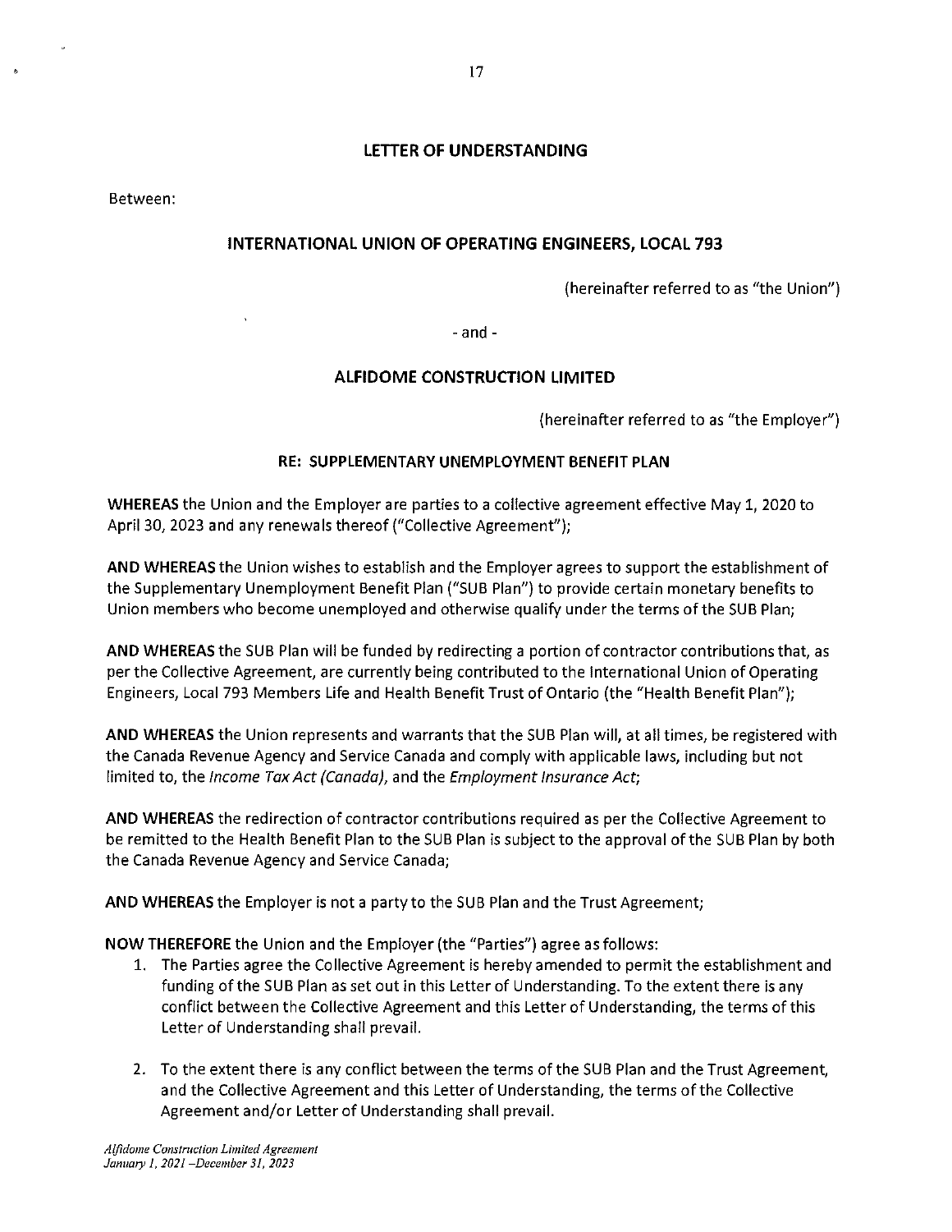## LETTER OF UNDERSTANDING

Between:

### INTERNATIONAL UNION OF OPERATING ENGINEERS, LOCAL 793

(hereinafter referred to as "the Union")

- and -

### ALFIDOME CONSTRUCTION LIMITED

(hereinafter referred to as "the Employer")

**RE: SUPPLEMENTARY UNEMPLOYMENT BENEFIT PLAN**

**WHEREAS** the Union and the Employer are parties to a collective agreement effective May 1, 2020 to April 30, 2023 and any renewals thereof ("Collective Agreement");

**AND WHEREAS** the Union wishes to establish and the Employer agrees to support the establishment of the Supplementary Unemployment Benefit Plan ("SUB Plan") to provide certain monetary benefits to Union members who become unemployed and otherwise qualify under the terms of the SUB Plan;

**AND WHEREAS** the SUB Plan will be funded by redirecting a portion of contractor contributions that, as per the Collective Agreement, are currently being contributed to the International Union of Operating Engineers, Local 793 Members Life and Health Benefit Trust of Ontario (the "Health Benefit Plan");

**AND WHEREAS** the Union represents and warrants that the SUB Plan will, at all times, be registered with the Canada Revenue Agency and Service Canada and comply with applicable laws, including but not limited to, the *Income Tax Act (Canada)*, and the *Employment Insurance Act*;

**AND WHEREAS** the redirection of contractor contributions required as per the Collective Agreement to be remitted to the Health Benefit Plan to the SUB Plan is subject to the approval of the SUB Plan by both the Canada Revenue Agency and Service Canada;

**AND WHEREAS** the Employer is not a party to the SUB Plan and the Trust Agreement;

**NOW THEREFORE** the Union and the Employer (the "Parties") agree as follows:

1. The Parties agree the Collective Agreement is hereby amended to permit the establishment and funding of the SUB Plan as set out in this Letter of Understanding. To the extent there is any conflict between the Collective Agreement and this Letter of Understanding, the terms of this Letter of Understanding shall prevail.

2. To the extent there is any conflict between the terms of the SUB Plan and the Trust Agreement, and the Collective Agreement and this Letter of Understanding, the terms of the Collective Agreement and/or Letter of Understanding shall prevail.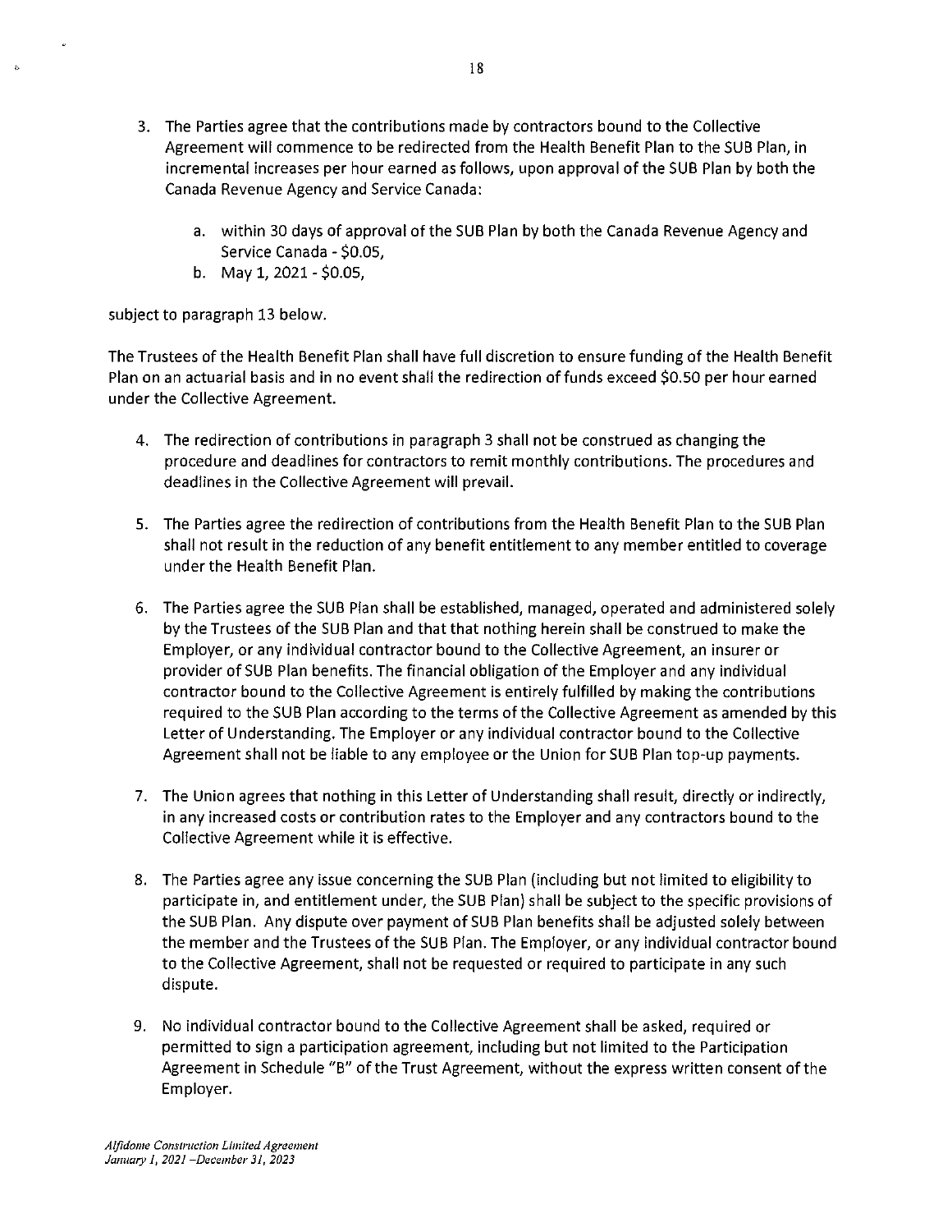3. The Parties agree that the contributions made by contractors bound to the Collective Agreement will commence to be redirected from the Health Benefit Plan to the SUB Plan, in incremental increases per hour earned as follows, upon approval of the SUB Plan by both the Canada Revenue Agency and Service Canada:

    a. within 30 days of approval of the SUB Plan by both the Canada Revenue Agency and Service Canada - $0.05,
    b. May 1, 2021 - $0.05,

subject to paragraph 13 below.

The Trustees of the Health Benefit Plan shall have full discretion to ensure funding of the Health Benefit Plan on an actuarial basis and in no event shall the redirection of funds exceed $0.50 per hour earned under the Collective Agreement.

4. The redirection of contributions in paragraph 3 shall not be construed as changing the procedure and deadlines for contractors to remit monthly contributions. The procedures and deadlines in the Collective Agreement will prevail.

5. The Parties agree the redirection of contributions from the Health Benefit Plan to the SUB Plan shall not result in the reduction of any benefit entitlement to any member entitled to coverage under the Health Benefit Plan.

6. The Parties agree the SUB Plan shall be established, managed, operated and administered solely by the Trustees of the SUB Plan and that that nothing herein shall be construed to make the Employer, or any individual contractor bound to the Collective Agreement, an insurer or provider of SUB Plan benefits. The financial obligation of the Employer and any individual contractor bound to the Collective Agreement is entirely fulfilled by making the contributions required to the SUB Plan according to the terms of the Collective Agreement as amended by this Letter of Understanding. The Employer or any individual contractor bound to the Collective Agreement shall not be liable to any employee or the Union for SUB Plan top-up payments.

7. The Union agrees that nothing in this Letter of Understanding shall result, directly or indirectly, in any increased costs or contribution rates to the Employer and any contractors bound to the Collective Agreement while it is effective.

8. The Parties agree any issue concerning the SUB Plan (including but not limited to eligibility to participate in, and entitlement under, the SUB Plan) shall be subject to the specific provisions of the SUB Plan. Any dispute over payment of SUB Plan benefits shall be adjusted solely between the member and the Trustees of the SUB Plan. The Employer, or any individual contractor bound to the Collective Agreement, shall not be requested or required to participate in any such dispute.

9. No individual contractor bound to the Collective Agreement shall be asked, required or permitted to sign a participation agreement, including but not limited to the Participation Agreement in Schedule "B" of the Trust Agreement, without the express written consent of the Employer.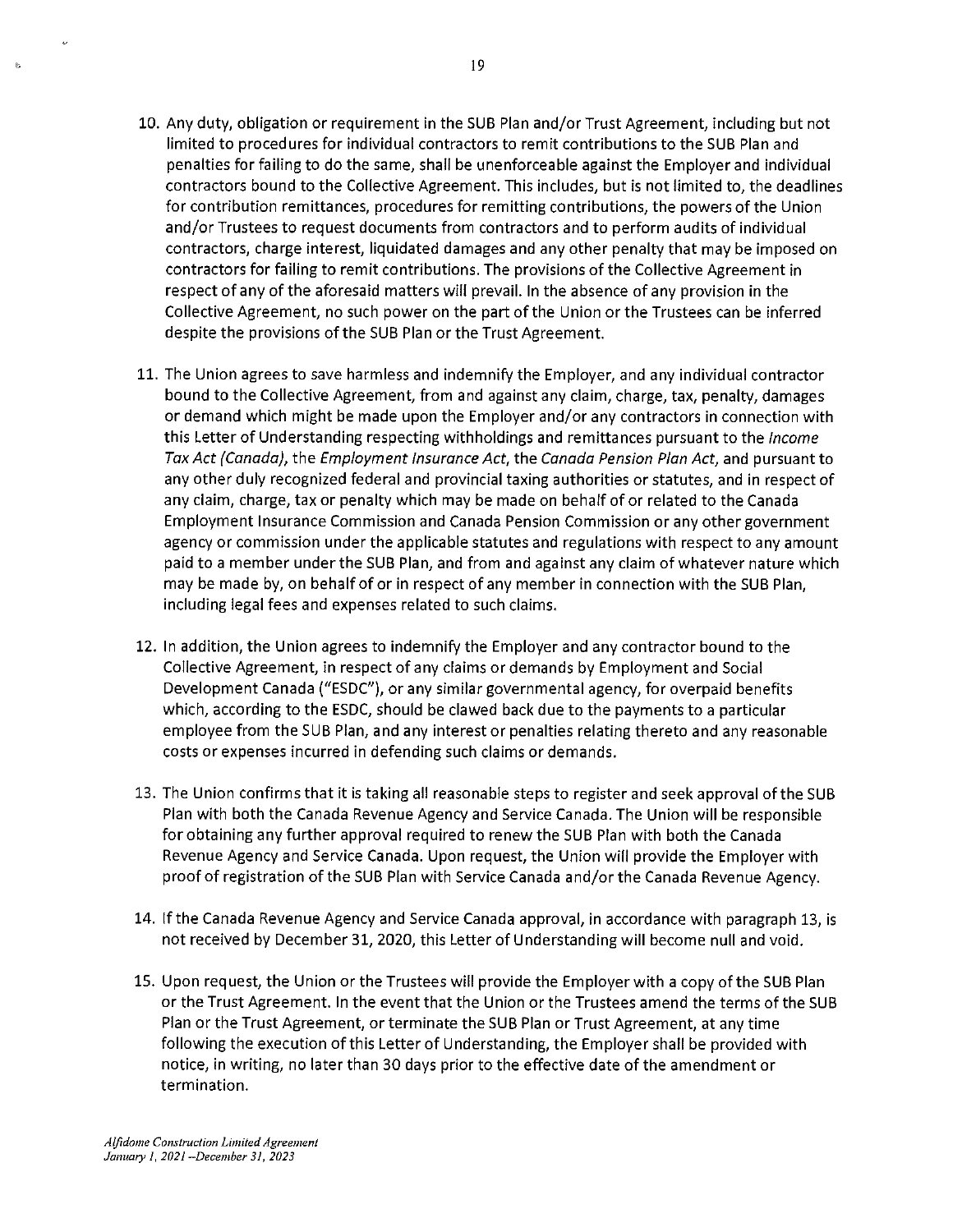10. Any duty, obligation or requirement in the SUB Plan and/or Trust Agreement, including but not limited to procedures for individual contractors to remit contributions to the SUB Plan and penalties for failing to do the same, shall be unenforceable against the Employer and individual contractors bound to the Collective Agreement. This includes, but is not limited to, the deadlines for contribution remittances, procedures for remitting contributions, the powers of the Union and/or Trustees to request documents from contractors and to perform audits of individual contractors, charge interest, liquidated damages and any other penalty that may be imposed on contractors for failing to remit contributions. The provisions of the Collective Agreement in respect of any of the aforesaid matters will prevail. In the absence of any provision in the Collective Agreement, no such power on the part of the Union or the Trustees can be inferred despite the provisions of the SUB Plan or the Trust Agreement.

11. The Union agrees to save harmless and indemnify the Employer, and any individual contractor bound to the Collective Agreement, from and against any claim, charge, tax, penalty, damages or demand which might be made upon the Employer and/or any contractors in connection with this Letter of Understanding respecting withholdings and remittances pursuant to the *Income Tax Act (Canada)*, the *Employment Insurance Act*, the *Canada Pension Plan Act*, and pursuant to any other duly recognized federal and provincial taxing authorities or statutes, and in respect of any claim, charge, tax or penalty which may be made on behalf of or related to the Canada Employment Insurance Commission and Canada Pension Commission or any other government agency or commission under the applicable statutes and regulations with respect to any amount paid to a member under the SUB Plan, and from and against any claim of whatever nature which may be made by, on behalf of or in respect of any member in connection with the SUB Plan, including legal fees and expenses related to such claims.

12. In addition, the Union agrees to indemnify the Employer and any contractor bound to the Collective Agreement, in respect of any claims or demands by Employment and Social Development Canada ("ESDC"), or any similar governmental agency, for overpaid benefits which, according to the ESDC, should be clawed back due to the payments to a particular employee from the SUB Plan, and any interest or penalties relating thereto and any reasonable costs or expenses incurred in defending such claims or demands.

13. The Union confirms that it is taking all reasonable steps to register and seek approval of the SUB Plan with both the Canada Revenue Agency and Service Canada. The Union will be responsible for obtaining any further approval required to renew the SUB Plan with both the Canada Revenue Agency and Service Canada. Upon request, the Union will provide the Employer with proof of registration of the SUB Plan with Service Canada and/or the Canada Revenue Agency.

14. If the Canada Revenue Agency and Service Canada approval, in accordance with paragraph 13, is not received by December 31, 2020, this Letter of Understanding will become null and void.

15. Upon request, the Union or the Trustees will provide the Employer with a copy of the SUB Plan or the Trust Agreement. In the event that the Union or the Trustees amend the terms of the SUB Plan or the Trust Agreement, or terminate the SUB Plan or Trust Agreement, at any time following the execution of this Letter of Understanding, the Employer shall be provided with notice, in writing, no later than 30 days prior to the effective date of the amendment or termination.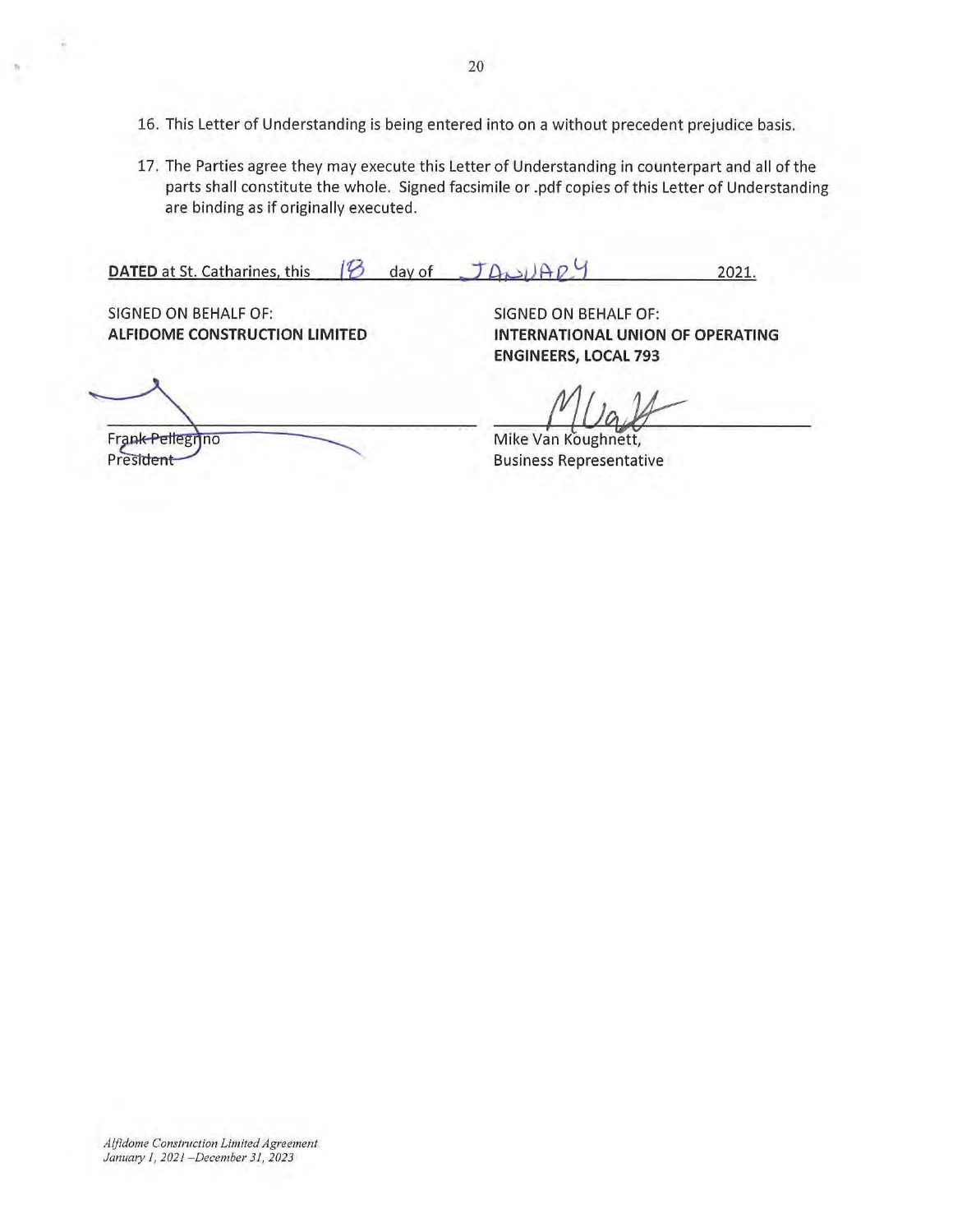16. This Letter of Understanding is being entered into on a without precedent prejudice basis.

17. The Parties agree they may execute this Letter of Understanding in counterpart and all of the parts shall constitute the whole. Signed facsimile or .pdf copies of this Letter of Understanding are binding as if originally executed.

**DATED** at St. Catharines, this 18 day of JANUARY 2021.

SIGNED ON BEHALF OF:
**ALFIDOME CONSTRUCTION LIMITED**

Frank Pellegrino
President

SIGNED ON BEHALF OF:
**INTERNATIONAL UNION OF OPERATING ENGINEERS, LOCAL 793**

Mike Van Koughnett,
Business Representative

*Alfidome Construction Limited Agreement*
*January 1, 2021 –December 31, 2023*